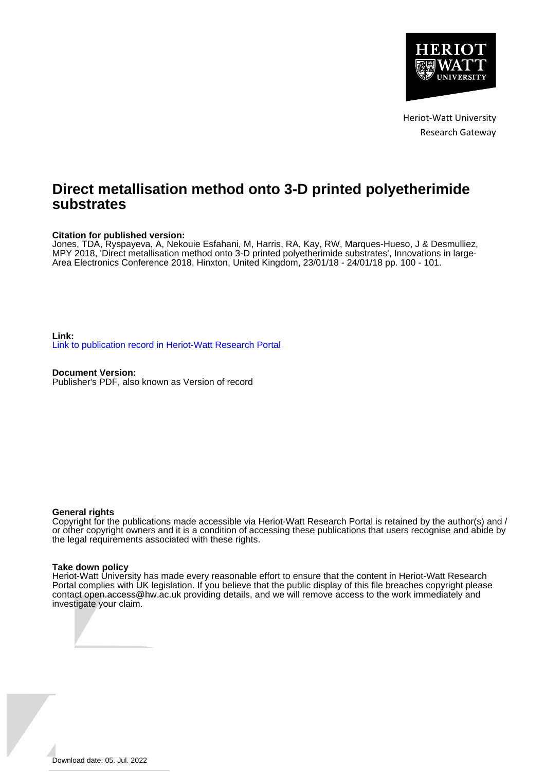Heriot-Watt University
Research Gateway

# Direct metallisation method onto 3-D printed polyetherimide substrates

**Citation for published version:**
Jones, TDA, Ryspayeva, A, Nekouie Esfahani, M, Harris, RA, Kay, RW, Marques-Hueso, J & Desmulliez, MPY 2018, 'Direct metallisation method onto 3-D printed polyetherimide substrates', Innovations in large-Area Electronics Conference 2018, Hinxton, United Kingdom, 23/01/18 - 24/01/18 pp. 100 - 101.

**Link:**
Link to publication record in Heriot-Watt Research Portal

**Document Version:**
Publisher's PDF, also known as Version of record

**General rights**
Copyright for the publications made accessible via Heriot-Watt Research Portal is retained by the author(s) and / or other copyright owners and it is a condition of accessing these publications that users recognise and abide by the legal requirements associated with these rights.

**Take down policy**
Heriot-Watt University has made every reasonable effort to ensure that the content in Heriot-Watt Research Portal complies with UK legislation. If you believe that the public display of this file breaches copyright please contact open.access@hw.ac.uk providing details, and we will remove access to the work immediately and investigate your claim.

Download date: 05. Jul. 2022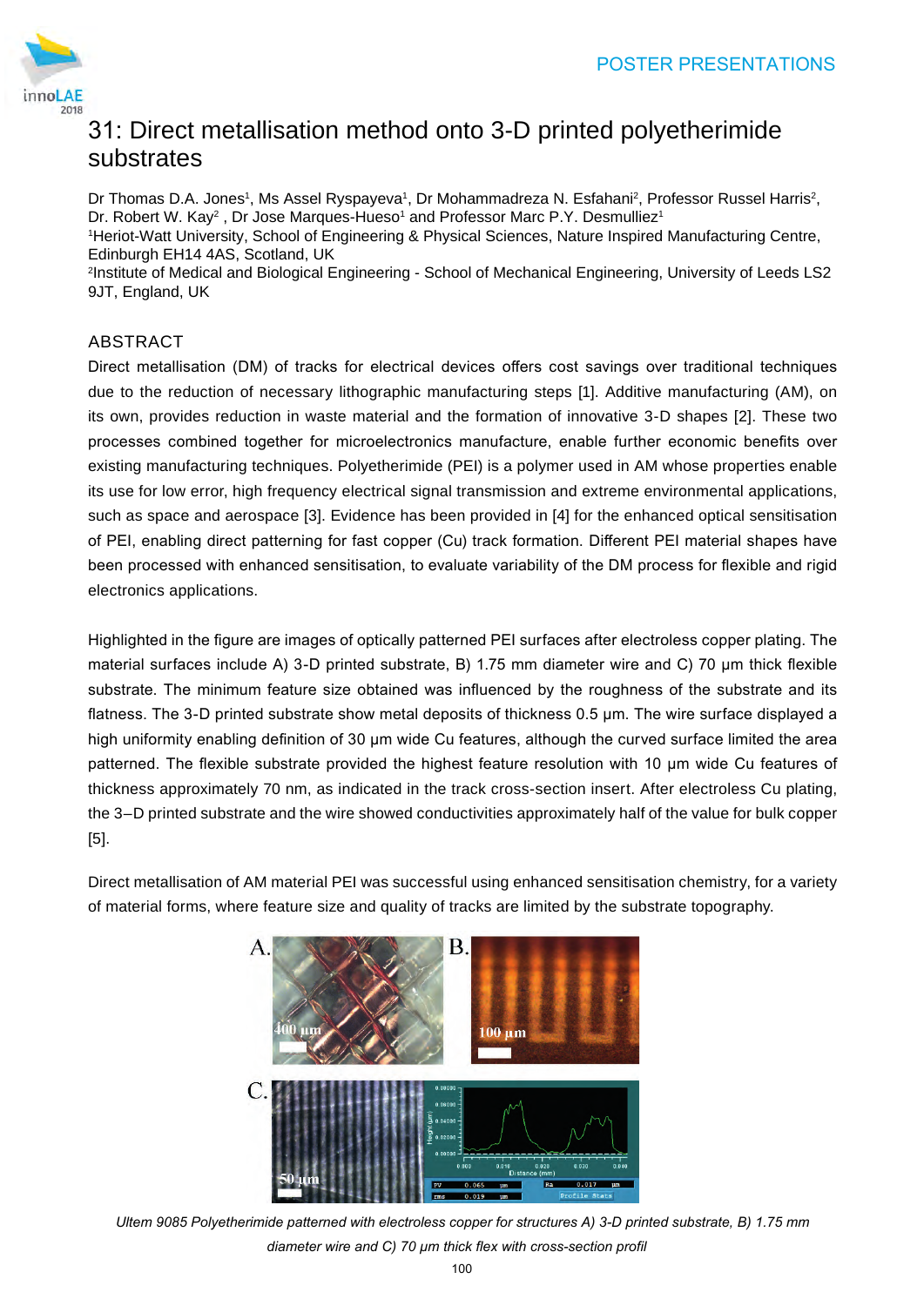# 31: Direct metallisation method onto 3-D printed polyetherimide substrates

Dr Thomas D.A. Jones[1], Ms Assel Ryspayeva[1], Dr Mohammadreza N. Esfahani[2], Professor Russel Harris[2], Dr. Robert W. Kay[2] , Dr Jose Marques-Hueso[1] and Professor Marc P.Y. Desmulliez[1]

[1]Heriot-Watt University, School of Engineering & Physical Sciences, Nature Inspired Manufacturing Centre, Edinburgh EH14 4AS, Scotland, UK

[2]Institute of Medical and Biological Engineering - School of Mechanical Engineering, University of Leeds LS2 9JT, England, UK

## ABSTRACT

Direct metallisation (DM) of tracks for electrical devices offers cost savings over traditional techniques due to the reduction of necessary lithographic manufacturing steps [1]. Additive manufacturing (AM), on its own, provides reduction in waste material and the formation of innovative 3-D shapes [2]. These two processes combined together for microelectronics manufacture, enable further economic benefits over existing manufacturing techniques. Polyetherimide (PEI) is a polymer used in AM whose properties enable its use for low error, high frequency electrical signal transmission and extreme environmental applications, such as space and aerospace [3]. Evidence has been provided in [4] for the enhanced optical sensitisation of PEI, enabling direct patterning for fast copper (Cu) track formation. Different PEI material shapes have been processed with enhanced sensitisation, to evaluate variability of the DM process for flexible and rigid electronics applications.

Highlighted in the figure are images of optically patterned PEI surfaces after electroless copper plating. The material surfaces include A) 3-D printed substrate, B) 1.75 mm diameter wire and C) 70 µm thick flexible substrate. The minimum feature size obtained was influenced by the roughness of the substrate and its flatness. The 3-D printed substrate show metal deposits of thickness 0.5 µm. The wire surface displayed a high uniformity enabling definition of 30 µm wide Cu features, although the curved surface limited the area patterned. The flexible substrate provided the highest feature resolution with 10 µm wide Cu features of thickness approximately 70 nm, as indicated in the track cross-section insert. After electroless Cu plating, the 3–D printed substrate and the wire showed conductivities approximately half of the value for bulk copper [5].

Direct metallisation of AM material PEI was successful using enhanced sensitisation chemistry, for a variety of material forms, where feature size and quality of tracks are limited by the substrate topography.

*Ultem 9085 Polyetherimide patterned with electroless copper for structures A) 3-D printed substrate, B) 1.75 mm diameter wire and C) 70 µm thick flex with cross-section profil*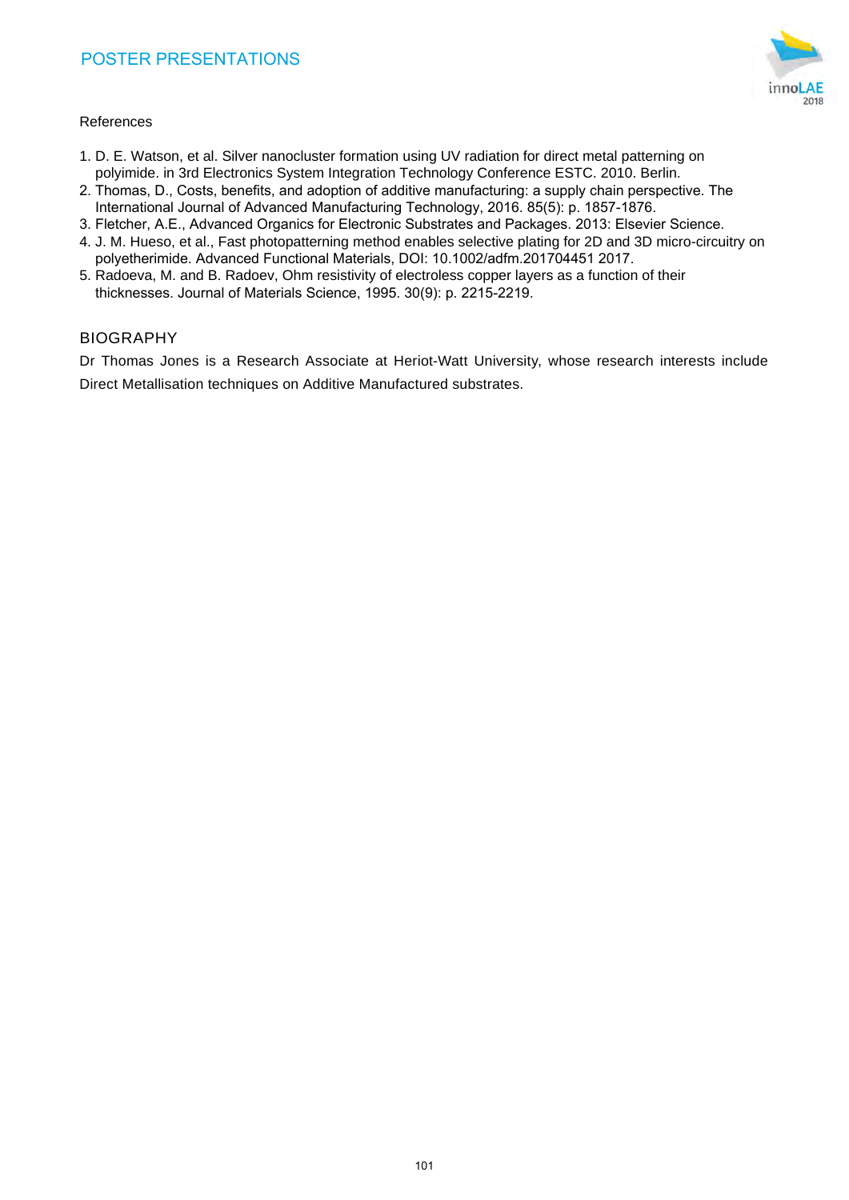References

1. D. E. Watson, et al. Silver nanocluster formation using UV radiation for direct metal patterning on polyimide. in 3rd Electronics System Integration Technology Conference ESTC. 2010. Berlin.
2. Thomas, D., Costs, benefits, and adoption of additive manufacturing: a supply chain perspective. The International Journal of Advanced Manufacturing Technology, 2016. 85(5): p. 1857-1876.
3. Fletcher, A.E., Advanced Organics for Electronic Substrates and Packages. 2013: Elsevier Science.
4. J. M. Hueso, et al., Fast photopatterning method enables selective plating for 2D and 3D micro-circuitry on polyetherimide. Advanced Functional Materials, DOI: 10.1002/adfm.201704451 2017.
5. Radoeva, M. and B. Radoev, Ohm resistivity of electroless copper layers as a function of their thicknesses. Journal of Materials Science, 1995. 30(9): p. 2215-2219.

## BIOGRAPHY

Dr Thomas Jones is a Research Associate at Heriot-Watt University, whose research interests include Direct Metallisation techniques on Additive Manufactured substrates.